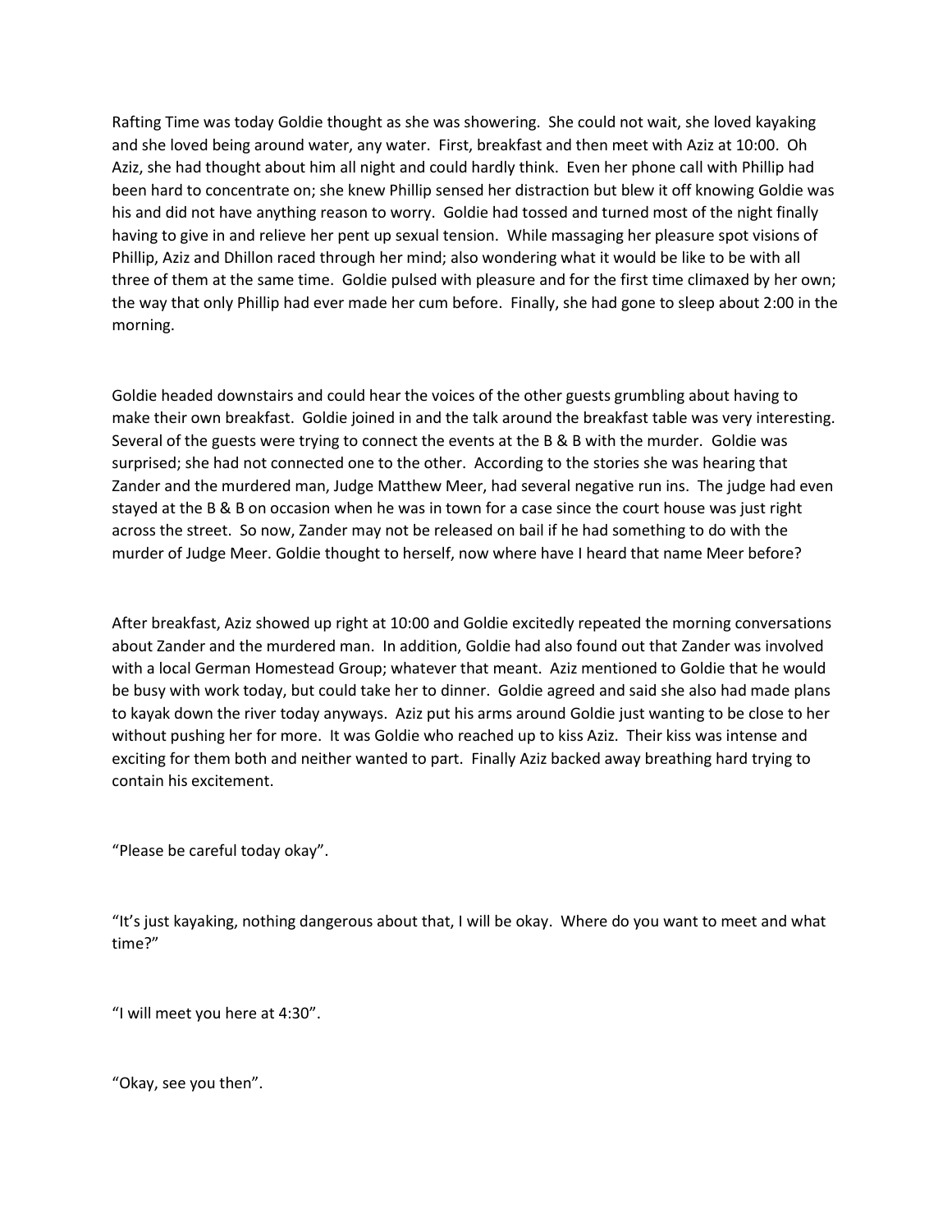Rafting Time was today Goldie thought as she was showering. She could not wait, she loved kayaking and she loved being around water, any water. First, breakfast and then meet with Aziz at 10:00. Oh Aziz, she had thought about him all night and could hardly think. Even her phone call with Phillip had been hard to concentrate on; she knew Phillip sensed her distraction but blew it off knowing Goldie was his and did not have anything reason to worry. Goldie had tossed and turned most of the night finally having to give in and relieve her pent up sexual tension. While massaging her pleasure spot visions of Phillip, Aziz and Dhillon raced through her mind; also wondering what it would be like to be with all three of them at the same time. Goldie pulsed with pleasure and for the first time climaxed by her own; the way that only Phillip had ever made her cum before. Finally, she had gone to sleep about 2:00 in the morning.

Goldie headed downstairs and could hear the voices of the other guests grumbling about having to make their own breakfast. Goldie joined in and the talk around the breakfast table was very interesting. Several of the guests were trying to connect the events at the B & B with the murder. Goldie was surprised; she had not connected one to the other. According to the stories she was hearing that Zander and the murdered man, Judge Matthew Meer, had several negative run ins. The judge had even stayed at the B & B on occasion when he was in town for a case since the court house was just right across the street. So now, Zander may not be released on bail if he had something to do with the murder of Judge Meer. Goldie thought to herself, now where have I heard that name Meer before?

After breakfast, Aziz showed up right at 10:00 and Goldie excitedly repeated the morning conversations about Zander and the murdered man. In addition, Goldie had also found out that Zander was involved with a local German Homestead Group; whatever that meant. Aziz mentioned to Goldie that he would be busy with work today, but could take her to dinner. Goldie agreed and said she also had made plans to kayak down the river today anyways. Aziz put his arms around Goldie just wanting to be close to her without pushing her for more. It was Goldie who reached up to kiss Aziz. Their kiss was intense and exciting for them both and neither wanted to part. Finally Aziz backed away breathing hard trying to contain his excitement.

"Please be careful today okay".

"It's just kayaking, nothing dangerous about that, I will be okay. Where do you want to meet and what time?"

"I will meet you here at 4:30".

"Okay, see you then".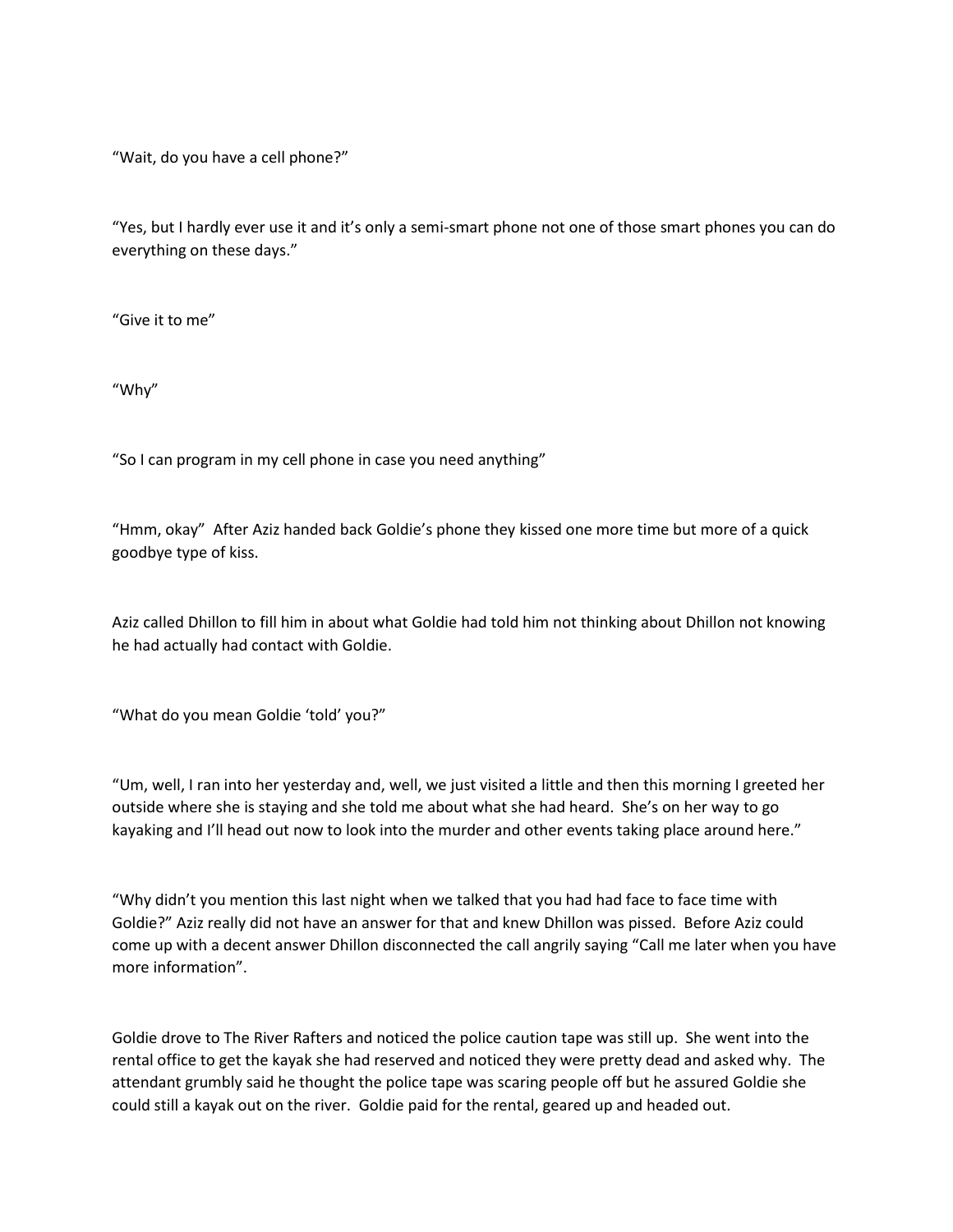“Wait, do you have a cell phone?”

“Yes, but I hardly ever use it and it’s only a semi-smart phone not one of those smart phones you can do everything on these days.”

“Give it to me”

“Why”

“So I can program in my cell phone in case you need anything”

“Hmm, okay” After Aziz handed back Goldie’s phone they kissed one more time but more of a quick goodbye type of kiss.

Aziz called Dhillon to fill him in about what Goldie had told him not thinking about Dhillon not knowing he had actually had contact with Goldie.

“What do you mean Goldie ‘told’ you?”

“Um, well, I ran into her yesterday and, well, we just visited a little and then this morning I greeted her outside where she is staying and she told me about what she had heard. She’s on her way to go kayaking and I’ll head out now to look into the murder and other events taking place around here.”

“Why didn’t you mention this last night when we talked that you had had face to face time with Goldie?” Aziz really did not have an answer for that and knew Dhillon was pissed. Before Aziz could come up with a decent answer Dhillon disconnected the call angrily saying “Call me later when you have more information”.

Goldie drove to The River Rafters and noticed the police caution tape was still up. She went into the rental office to get the kayak she had reserved and noticed they were pretty dead and asked why. The attendant grumbly said he thought the police tape was scaring people off but he assured Goldie she could still a kayak out on the river. Goldie paid for the rental, geared up and headed out.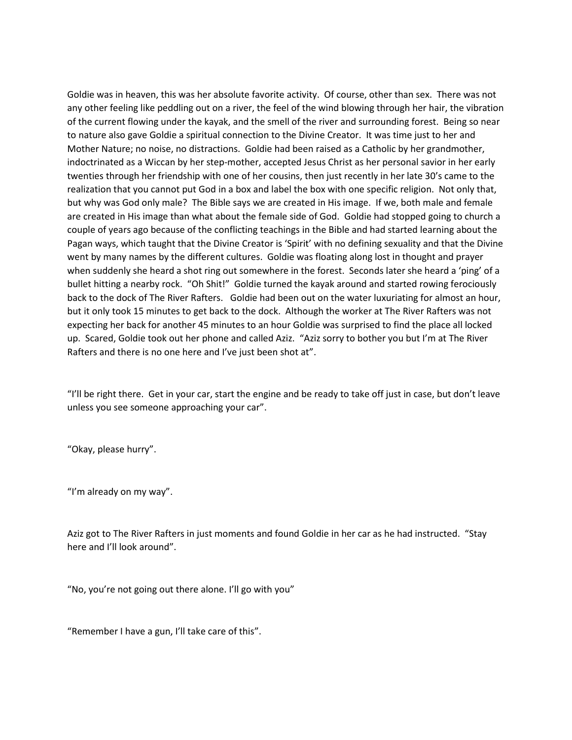Goldie was in heaven, this was her absolute favorite activity. Of course, other than sex. There was not any other feeling like peddling out on a river, the feel of the wind blowing through her hair, the vibration of the current flowing under the kayak, and the smell of the river and surrounding forest. Being so near to nature also gave Goldie a spiritual connection to the Divine Creator. It was time just to her and Mother Nature; no noise, no distractions. Goldie had been raised as a Catholic by her grandmother, indoctrinated as a Wiccan by her step-mother, accepted Jesus Christ as her personal savior in her early twenties through her friendship with one of her cousins, then just recently in her late 30's came to the realization that you cannot put God in a box and label the box with one specific religion. Not only that, but why was God only male? The Bible says we are created in His image. If we, both male and female are created in His image than what about the female side of God. Goldie had stopped going to church a couple of years ago because of the conflicting teachings in the Bible and had started learning about the Pagan ways, which taught that the Divine Creator is 'Spirit' with no defining sexuality and that the Divine went by many names by the different cultures. Goldie was floating along lost in thought and prayer when suddenly she heard a shot ring out somewhere in the forest. Seconds later she heard a 'ping' of a bullet hitting a nearby rock. "Oh Shit!" Goldie turned the kayak around and started rowing ferociously back to the dock of The River Rafters. Goldie had been out on the water luxuriating for almost an hour, but it only took 15 minutes to get back to the dock. Although the worker at The River Rafters was not expecting her back for another 45 minutes to an hour Goldie was surprised to find the place all locked up. Scared, Goldie took out her phone and called Aziz. "Aziz sorry to bother you but I'm at The River Rafters and there is no one here and I've just been shot at".

"I'll be right there. Get in your car, start the engine and be ready to take off just in case, but don't leave unless you see someone approaching your car".

"Okay, please hurry".

"I'm already on my way".

Aziz got to The River Rafters in just moments and found Goldie in her car as he had instructed. "Stay here and I'll look around".

"No, you're not going out there alone. I'll go with you"

"Remember I have a gun, I'll take care of this".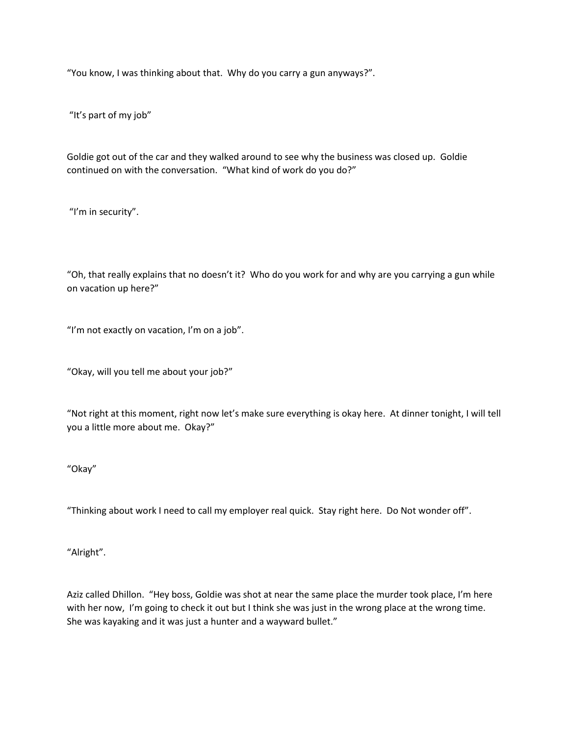“You know, I was thinking about that. Why do you carry a gun anyways?”.

“It’s part of my job”

Goldie got out of the car and they walked around to see why the business was closed up. Goldie continued on with the conversation. “What kind of work do you do?”

“I’m in security”.

“Oh, that really explains that no doesn’t it? Who do you work for and why are you carrying a gun while on vacation up here?”

“I’m not exactly on vacation, I’m on a job”.

“Okay, will you tell me about your job?”

“Not right at this moment, right now let’s make sure everything is okay here. At dinner tonight, I will tell you a little more about me. Okay?”

“Okay”

“Thinking about work I need to call my employer real quick. Stay right here. Do Not wonder off”.

“Alright”.

Aziz called Dhillon. “Hey boss, Goldie was shot at near the same place the murder took place, I’m here with her now, I’m going to check it out but I think she was just in the wrong place at the wrong time. She was kayaking and it was just a hunter and a wayward bullet.”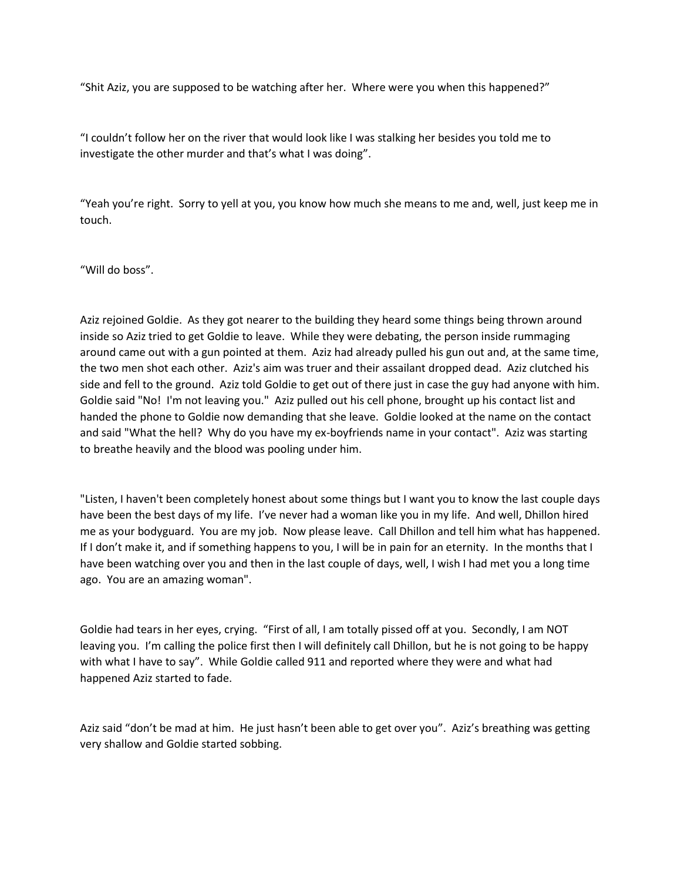“Shit Aziz, you are supposed to be watching after her. Where were you when this happened?”

“I couldn’t follow her on the river that would look like I was stalking her besides you told me to investigate the other murder and that’s what I was doing”.

“Yeah you’re right. Sorry to yell at you, you know how much she means to me and, well, just keep me in touch.

“Will do boss”.

Aziz rejoined Goldie. As they got nearer to the building they heard some things being thrown around inside so Aziz tried to get Goldie to leave. While they were debating, the person inside rummaging around came out with a gun pointed at them. Aziz had already pulled his gun out and, at the same time, the two men shot each other. Aziz's aim was truer and their assailant dropped dead. Aziz clutched his side and fell to the ground. Aziz told Goldie to get out of there just in case the guy had anyone with him. Goldie said "No! I'm not leaving you." Aziz pulled out his cell phone, brought up his contact list and handed the phone to Goldie now demanding that she leave. Goldie looked at the name on the contact and said "What the hell? Why do you have my ex-boyfriends name in your contact". Aziz was starting to breathe heavily and the blood was pooling under him.

"Listen, I haven't been completely honest about some things but I want you to know the last couple days have been the best days of my life. I’ve never had a woman like you in my life. And well, Dhillon hired me as your bodyguard. You are my job. Now please leave. Call Dhillon and tell him what has happened. If I don’t make it, and if something happens to you, I will be in pain for an eternity. In the months that I have been watching over you and then in the last couple of days, well, I wish I had met you a long time ago. You are an amazing woman".

Goldie had tears in her eyes, crying. “First of all, I am totally pissed off at you. Secondly, I am NOT leaving you. I’m calling the police first then I will definitely call Dhillon, but he is not going to be happy with what I have to say”. While Goldie called 911 and reported where they were and what had happened Aziz started to fade.

Aziz said “don’t be mad at him. He just hasn’t been able to get over you”. Aziz’s breathing was getting very shallow and Goldie started sobbing.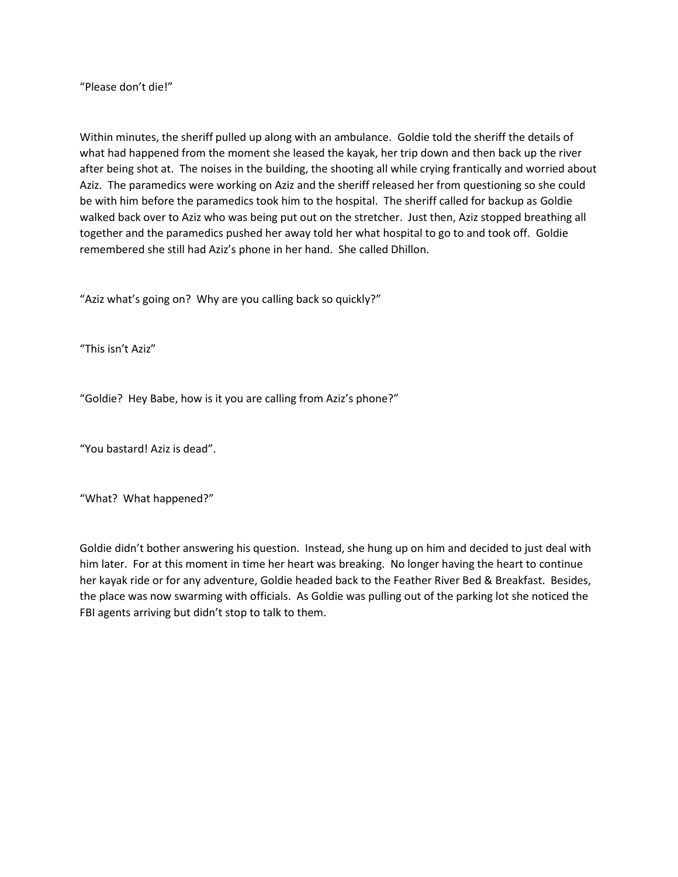"Please don't die!"

Within minutes, the sheriff pulled up along with an ambulance. Goldie told the sheriff the details of what had happened from the moment she leased the kayak, her trip down and then back up the river after being shot at. The noises in the building, the shooting all while crying frantically and worried about Aziz. The paramedics were working on Aziz and the sheriff released her from questioning so she could be with him before the paramedics took him to the hospital. The sheriff called for backup as Goldie walked back over to Aziz who was being put out on the stretcher. Just then, Aziz stopped breathing all together and the paramedics pushed her away told her what hospital to go to and took off. Goldie remembered she still had Aziz's phone in her hand. She called Dhillon.

"Aziz what's going on? Why are you calling back so quickly?"

"This isn't Aziz"

"Goldie? Hey Babe, how is it you are calling from Aziz's phone?"

"You bastard! Aziz is dead".

"What? What happened?"

Goldie didn't bother answering his question. Instead, she hung up on him and decided to just deal with him later. For at this moment in time her heart was breaking. No longer having the heart to continue her kayak ride or for any adventure, Goldie headed back to the Feather River Bed & Breakfast. Besides, the place was now swarming with officials. As Goldie was pulling out of the parking lot she noticed the FBI agents arriving but didn't stop to talk to them.